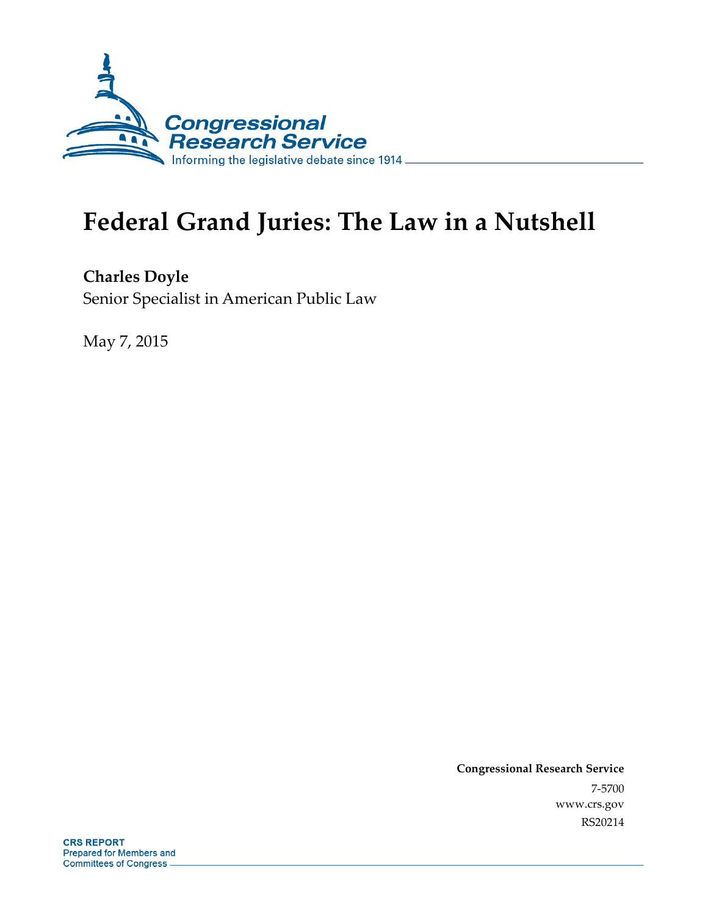Congressional Research Service

Informing the legislative debate since 1914

# Federal Grand Juries: The Law in a Nutshell

**Charles Doyle**
Senior Specialist in American Public Law

May 7, 2015

**Congressional Research Service**
7-5700
www.crs.gov
RS20214

**CRS REPORT**
Prepared for Members and
Committees of Congress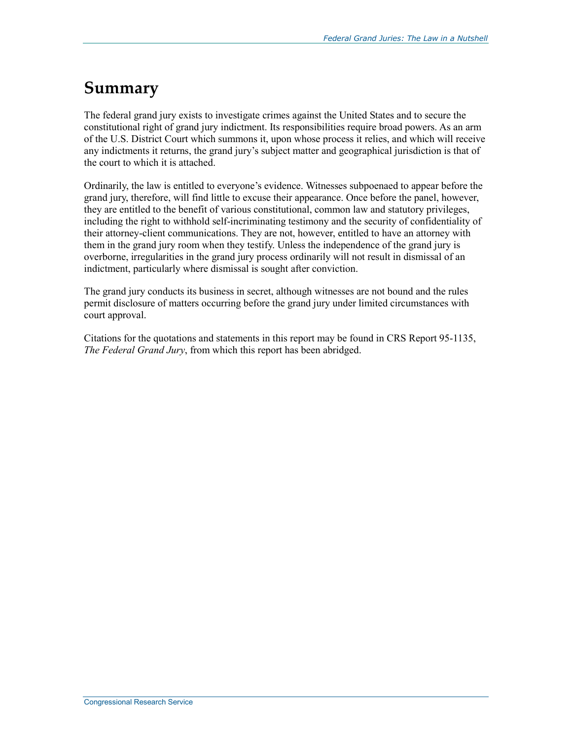# Summary

The federal grand jury exists to investigate crimes against the United States and to secure the constitutional right of grand jury indictment. Its responsibilities require broad powers. As an arm of the U.S. District Court which summons it, upon whose process it relies, and which will receive any indictments it returns, the grand jury's subject matter and geographical jurisdiction is that of the court to which it is attached.

Ordinarily, the law is entitled to everyone's evidence. Witnesses subpoenaed to appear before the grand jury, therefore, will find little to excuse their appearance. Once before the panel, however, they are entitled to the benefit of various constitutional, common law and statutory privileges, including the right to withhold self-incriminating testimony and the security of confidentiality of their attorney-client communications. They are not, however, entitled to have an attorney with them in the grand jury room when they testify. Unless the independence of the grand jury is overborne, irregularities in the grand jury process ordinarily will not result in dismissal of an indictment, particularly where dismissal is sought after conviction.

The grand jury conducts its business in secret, although witnesses are not bound and the rules permit disclosure of matters occurring before the grand jury under limited circumstances with court approval.

Citations for the quotations and statements in this report may be found in CRS Report 95-1135, *The Federal Grand Jury*, from which this report has been abridged.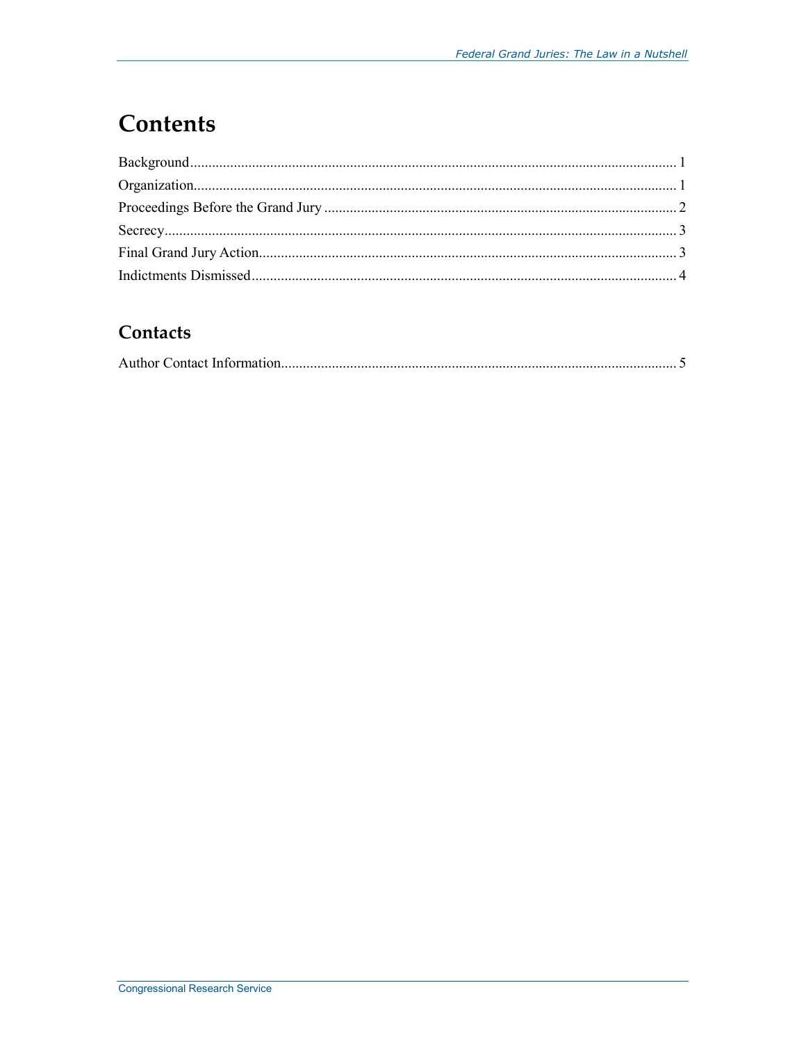# Contents

Background....................................................................................................................................... 1

Organization...................................................................................................................................... 1

Proceedings Before the Grand Jury .................................................................................................. 2

Secrecy.............................................................................................................................................. 3

Final Grand Jury Action.................................................................................................................... 3

Indictments Dismissed...................................................................................................................... 4

## Contacts

Author Contact Information............................................................................................................. 5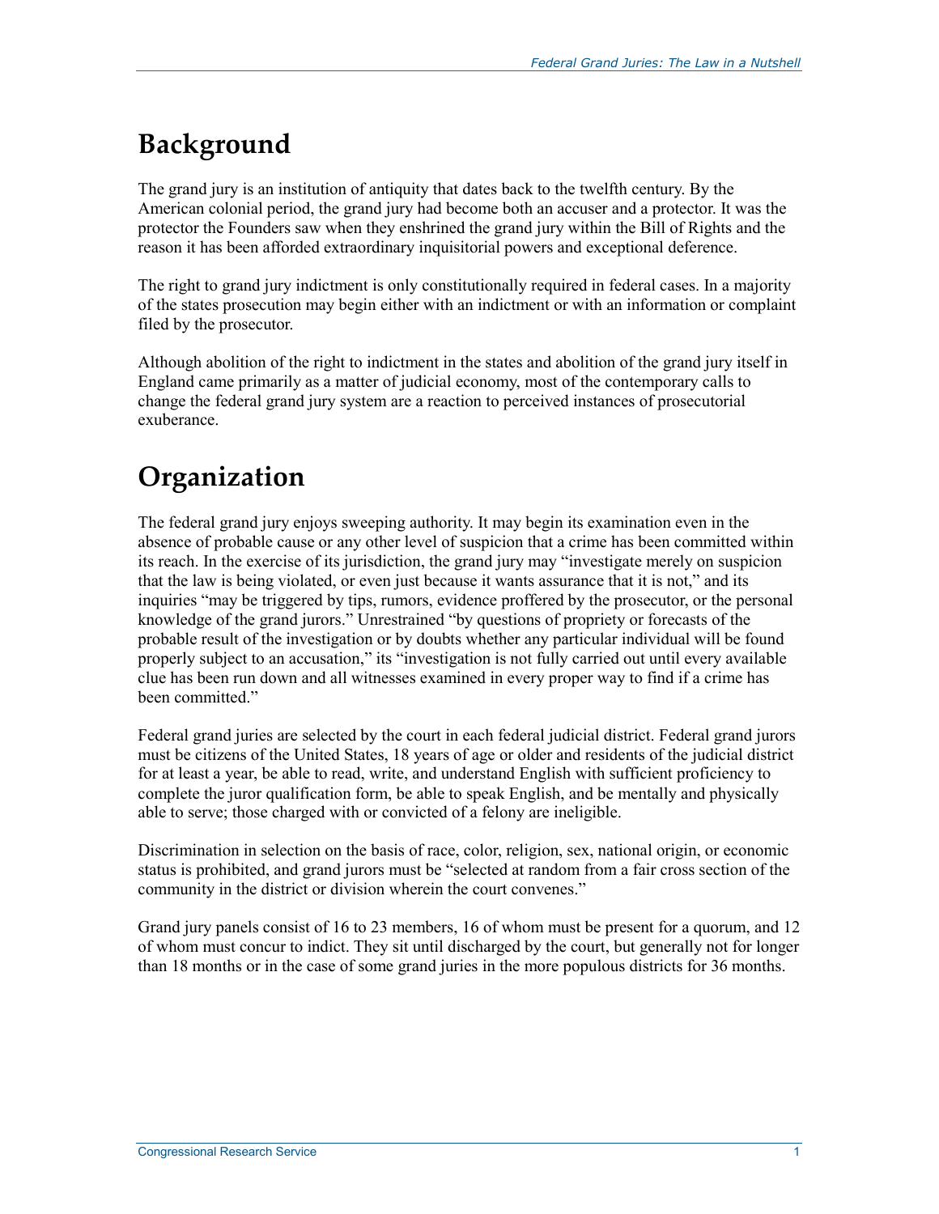## Background

The grand jury is an institution of antiquity that dates back to the twelfth century. By the American colonial period, the grand jury had become both an accuser and a protector. It was the protector the Founders saw when they enshrined the grand jury within the Bill of Rights and the reason it has been afforded extraordinary inquisitorial powers and exceptional deference.

The right to grand jury indictment is only constitutionally required in federal cases. In a majority of the states prosecution may begin either with an indictment or with an information or complaint filed by the prosecutor.

Although abolition of the right to indictment in the states and abolition of the grand jury itself in England came primarily as a matter of judicial economy, most of the contemporary calls to change the federal grand jury system are a reaction to perceived instances of prosecutorial exuberance.

## Organization

The federal grand jury enjoys sweeping authority. It may begin its examination even in the absence of probable cause or any other level of suspicion that a crime has been committed within its reach. In the exercise of its jurisdiction, the grand jury may "investigate merely on suspicion that the law is being violated, or even just because it wants assurance that it is not," and its inquiries "may be triggered by tips, rumors, evidence proffered by the prosecutor, or the personal knowledge of the grand jurors." Unrestrained "by questions of propriety or forecasts of the probable result of the investigation or by doubts whether any particular individual will be found properly subject to an accusation," its "investigation is not fully carried out until every available clue has been run down and all witnesses examined in every proper way to find if a crime has been committed."

Federal grand juries are selected by the court in each federal judicial district. Federal grand jurors must be citizens of the United States, 18 years of age or older and residents of the judicial district for at least a year, be able to read, write, and understand English with sufficient proficiency to complete the juror qualification form, be able to speak English, and be mentally and physically able to serve; those charged with or convicted of a felony are ineligible.

Discrimination in selection on the basis of race, color, religion, sex, national origin, or economic status is prohibited, and grand jurors must be "selected at random from a fair cross section of the community in the district or division wherein the court convenes."

Grand jury panels consist of 16 to 23 members, 16 of whom must be present for a quorum, and 12 of whom must concur to indict. They sit until discharged by the court, but generally not for longer than 18 months or in the case of some grand juries in the more populous districts for 36 months.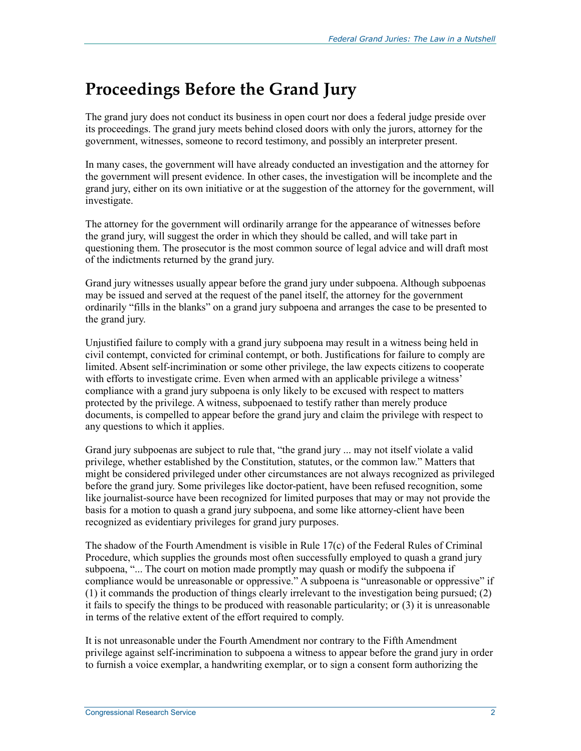# Proceedings Before the Grand Jury

The grand jury does not conduct its business in open court nor does a federal judge preside over its proceedings. The grand jury meets behind closed doors with only the jurors, attorney for the government, witnesses, someone to record testimony, and possibly an interpreter present.

In many cases, the government will have already conducted an investigation and the attorney for the government will present evidence. In other cases, the investigation will be incomplete and the grand jury, either on its own initiative or at the suggestion of the attorney for the government, will investigate.

The attorney for the government will ordinarily arrange for the appearance of witnesses before the grand jury, will suggest the order in which they should be called, and will take part in questioning them. The prosecutor is the most common source of legal advice and will draft most of the indictments returned by the grand jury.

Grand jury witnesses usually appear before the grand jury under subpoena. Although subpoenas may be issued and served at the request of the panel itself, the attorney for the government ordinarily "fills in the blanks" on a grand jury subpoena and arranges the case to be presented to the grand jury.

Unjustified failure to comply with a grand jury subpoena may result in a witness being held in civil contempt, convicted for criminal contempt, or both. Justifications for failure to comply are limited. Absent self-incrimination or some other privilege, the law expects citizens to cooperate with efforts to investigate crime. Even when armed with an applicable privilege a witness' compliance with a grand jury subpoena is only likely to be excused with respect to matters protected by the privilege. A witness, subpoenaed to testify rather than merely produce documents, is compelled to appear before the grand jury and claim the privilege with respect to any questions to which it applies.

Grand jury subpoenas are subject to rule that, "the grand jury ... may not itself violate a valid privilege, whether established by the Constitution, statutes, or the common law." Matters that might be considered privileged under other circumstances are not always recognized as privileged before the grand jury. Some privileges like doctor-patient, have been refused recognition, some like journalist-source have been recognized for limited purposes that may or may not provide the basis for a motion to quash a grand jury subpoena, and some like attorney-client have been recognized as evidentiary privileges for grand jury purposes.

The shadow of the Fourth Amendment is visible in Rule 17(c) of the Federal Rules of Criminal Procedure, which supplies the grounds most often successfully employed to quash a grand jury subpoena, "... The court on motion made promptly may quash or modify the subpoena if compliance would be unreasonable or oppressive." A subpoena is "unreasonable or oppressive" if (1) it commands the production of things clearly irrelevant to the investigation being pursued; (2) it fails to specify the things to be produced with reasonable particularity; or (3) it is unreasonable in terms of the relative extent of the effort required to comply.

It is not unreasonable under the Fourth Amendment nor contrary to the Fifth Amendment privilege against self-incrimination to subpoena a witness to appear before the grand jury in order to furnish a voice exemplar, a handwriting exemplar, or to sign a consent form authorizing the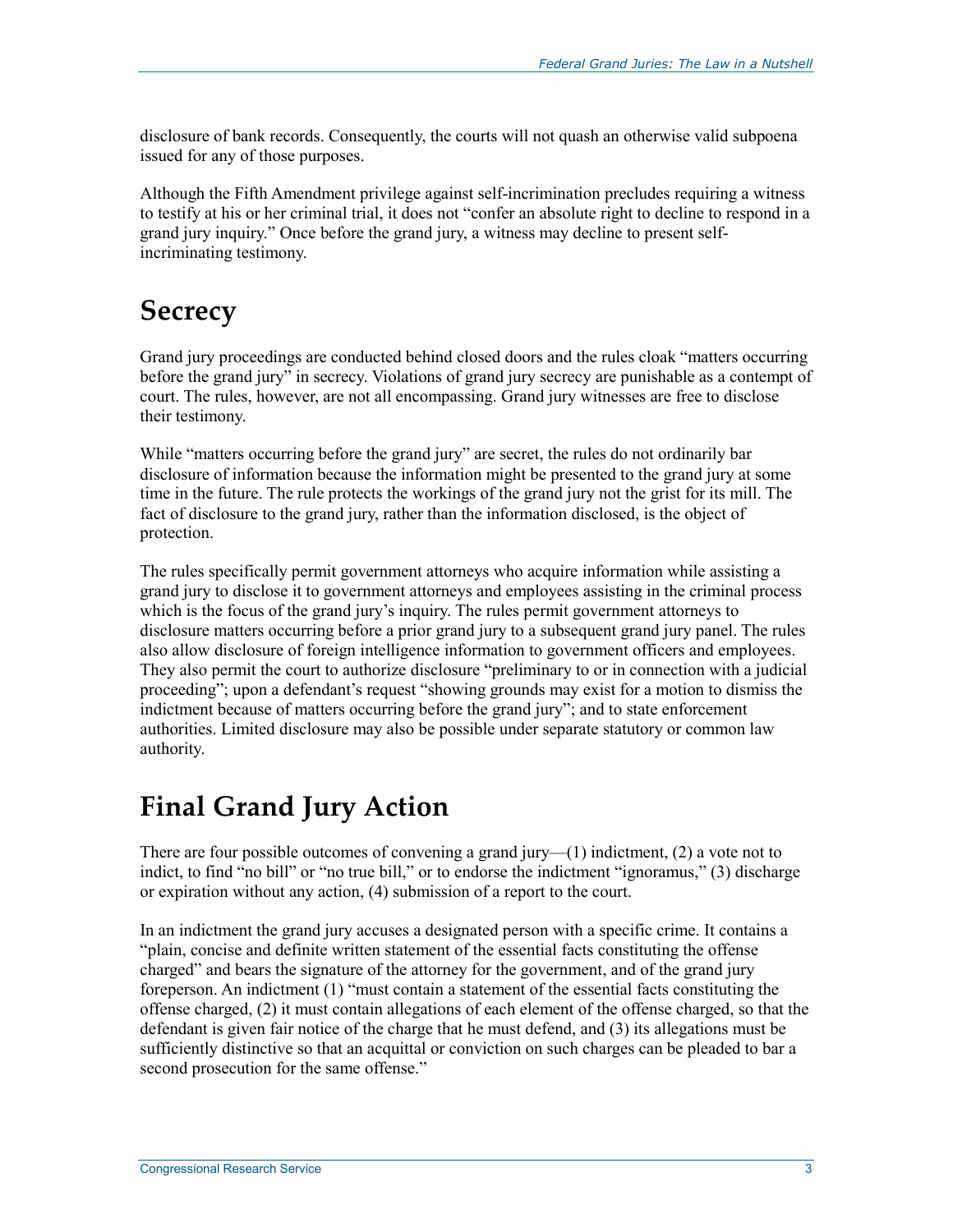disclosure of bank records. Consequently, the courts will not quash an otherwise valid subpoena issued for any of those purposes.

Although the Fifth Amendment privilege against self-incrimination precludes requiring a witness to testify at his or her criminal trial, it does not "confer an absolute right to decline to respond in a grand jury inquiry." Once before the grand jury, a witness may decline to present self-incriminating testimony.

## Secrecy

Grand jury proceedings are conducted behind closed doors and the rules cloak "matters occurring before the grand jury" in secrecy. Violations of grand jury secrecy are punishable as a contempt of court. The rules, however, are not all encompassing. Grand jury witnesses are free to disclose their testimony.

While "matters occurring before the grand jury" are secret, the rules do not ordinarily bar disclosure of information because the information might be presented to the grand jury at some time in the future. The rule protects the workings of the grand jury not the grist for its mill. The fact of disclosure to the grand jury, rather than the information disclosed, is the object of protection.

The rules specifically permit government attorneys who acquire information while assisting a grand jury to disclose it to government attorneys and employees assisting in the criminal process which is the focus of the grand jury's inquiry. The rules permit government attorneys to disclosure matters occurring before a prior grand jury to a subsequent grand jury panel. The rules also allow disclosure of foreign intelligence information to government officers and employees. They also permit the court to authorize disclosure "preliminary to or in connection with a judicial proceeding"; upon a defendant's request "showing grounds may exist for a motion to dismiss the indictment because of matters occurring before the grand jury"; and to state enforcement authorities. Limited disclosure may also be possible under separate statutory or common law authority.

## Final Grand Jury Action

There are four possible outcomes of convening a grand jury—(1) indictment, (2) a vote not to indict, to find "no bill" or "no true bill," or to endorse the indictment "ignoramus," (3) discharge or expiration without any action, (4) submission of a report to the court.

In an indictment the grand jury accuses a designated person with a specific crime. It contains a "plain, concise and definite written statement of the essential facts constituting the offense charged" and bears the signature of the attorney for the government, and of the grand jury foreperson. An indictment (1) "must contain a statement of the essential facts constituting the offense charged, (2) it must contain allegations of each element of the offense charged, so that the defendant is given fair notice of the charge that he must defend, and (3) its allegations must be sufficiently distinctive so that an acquittal or conviction on such charges can be pleaded to bar a second prosecution for the same offense."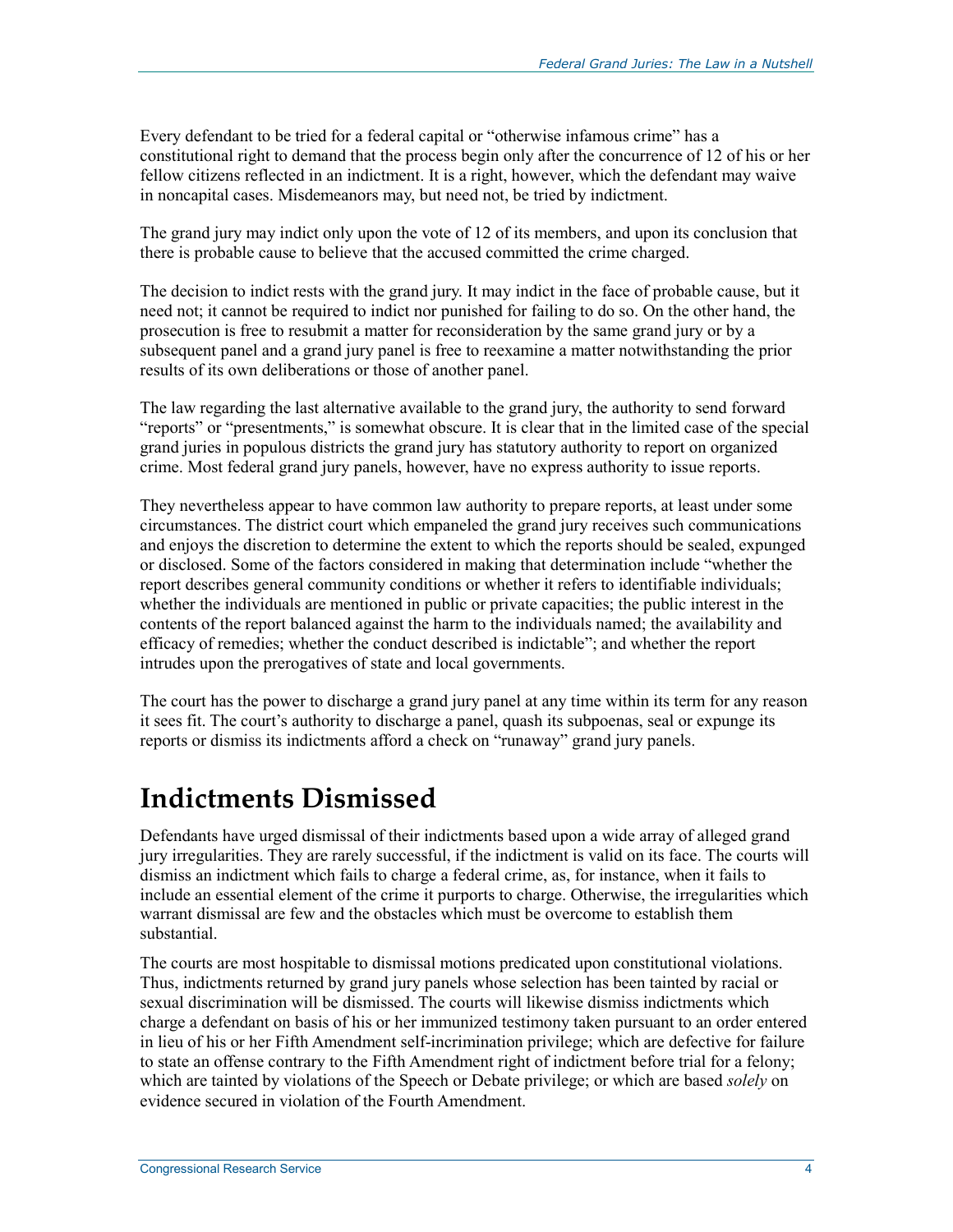Every defendant to be tried for a federal capital or "otherwise infamous crime" has a constitutional right to demand that the process begin only after the concurrence of 12 of his or her fellow citizens reflected in an indictment. It is a right, however, which the defendant may waive in noncapital cases. Misdemeanors may, but need not, be tried by indictment.

The grand jury may indict only upon the vote of 12 of its members, and upon its conclusion that there is probable cause to believe that the accused committed the crime charged.

The decision to indict rests with the grand jury. It may indict in the face of probable cause, but it need not; it cannot be required to indict nor punished for failing to do so. On the other hand, the prosecution is free to resubmit a matter for reconsideration by the same grand jury or by a subsequent panel and a grand jury panel is free to reexamine a matter notwithstanding the prior results of its own deliberations or those of another panel.

The law regarding the last alternative available to the grand jury, the authority to send forward "reports" or "presentments," is somewhat obscure. It is clear that in the limited case of the special grand juries in populous districts the grand jury has statutory authority to report on organized crime. Most federal grand jury panels, however, have no express authority to issue reports.

They nevertheless appear to have common law authority to prepare reports, at least under some circumstances. The district court which empaneled the grand jury receives such communications and enjoys the discretion to determine the extent to which the reports should be sealed, expunged or disclosed. Some of the factors considered in making that determination include "whether the report describes general community conditions or whether it refers to identifiable individuals; whether the individuals are mentioned in public or private capacities; the public interest in the contents of the report balanced against the harm to the individuals named; the availability and efficacy of remedies; whether the conduct described is indictable"; and whether the report intrudes upon the prerogatives of state and local governments.

The court has the power to discharge a grand jury panel at any time within its term for any reason it sees fit. The court's authority to discharge a panel, quash its subpoenas, seal or expunge its reports or dismiss its indictments afford a check on "runaway" grand jury panels.

# Indictments Dismissed

Defendants have urged dismissal of their indictments based upon a wide array of alleged grand jury irregularities. They are rarely successful, if the indictment is valid on its face. The courts will dismiss an indictment which fails to charge a federal crime, as, for instance, when it fails to include an essential element of the crime it purports to charge. Otherwise, the irregularities which warrant dismissal are few and the obstacles which must be overcome to establish them substantial.

The courts are most hospitable to dismissal motions predicated upon constitutional violations. Thus, indictments returned by grand jury panels whose selection has been tainted by racial or sexual discrimination will be dismissed. The courts will likewise dismiss indictments which charge a defendant on basis of his or her immunized testimony taken pursuant to an order entered in lieu of his or her Fifth Amendment self-incrimination privilege; which are defective for failure to state an offense contrary to the Fifth Amendment right of indictment before trial for a felony; which are tainted by violations of the Speech or Debate privilege; or which are based *solely* on evidence secured in violation of the Fourth Amendment.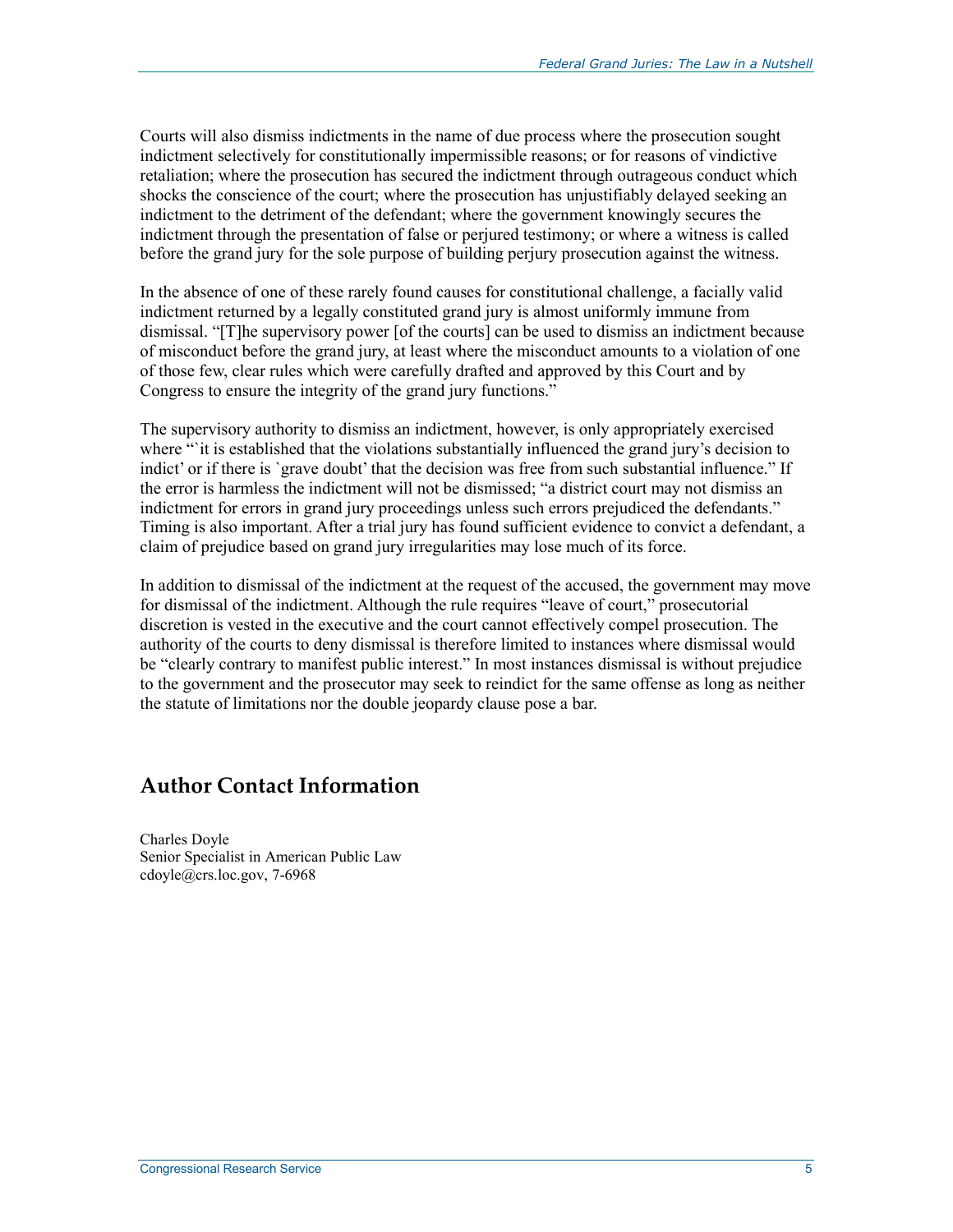Courts will also dismiss indictments in the name of due process where the prosecution sought indictment selectively for constitutionally impermissible reasons; or for reasons of vindictive retaliation; where the prosecution has secured the indictment through outrageous conduct which shocks the conscience of the court; where the prosecution has unjustifiably delayed seeking an indictment to the detriment of the defendant; where the government knowingly secures the indictment through the presentation of false or perjured testimony; or where a witness is called before the grand jury for the sole purpose of building perjury prosecution against the witness.

In the absence of one of these rarely found causes for constitutional challenge, a facially valid indictment returned by a legally constituted grand jury is almost uniformly immune from dismissal. "[T]he supervisory power [of the courts] can be used to dismiss an indictment because of misconduct before the grand jury, at least where the misconduct amounts to a violation of one of those few, clear rules which were carefully drafted and approved by this Court and by Congress to ensure the integrity of the grand jury functions."

The supervisory authority to dismiss an indictment, however, is only appropriately exercised where "`it is established that the violations substantially influenced the grand jury's decision to indict' or if there is `grave doubt' that the decision was free from such substantial influence." If the error is harmless the indictment will not be dismissed; "a district court may not dismiss an indictment for errors in grand jury proceedings unless such errors prejudiced the defendants." Timing is also important. After a trial jury has found sufficient evidence to convict a defendant, a claim of prejudice based on grand jury irregularities may lose much of its force.

In addition to dismissal of the indictment at the request of the accused, the government may move for dismissal of the indictment. Although the rule requires "leave of court," prosecutorial discretion is vested in the executive and the court cannot effectively compel prosecution. The authority of the courts to deny dismissal is therefore limited to instances where dismissal would be "clearly contrary to manifest public interest." In most instances dismissal is without prejudice to the government and the prosecutor may seek to reindict for the same offense as long as neither the statute of limitations nor the double jeopardy clause pose a bar.

## Author Contact Information

Charles Doyle
Senior Specialist in American Public Law
cdoyle@crs.loc.gov, 7-6968